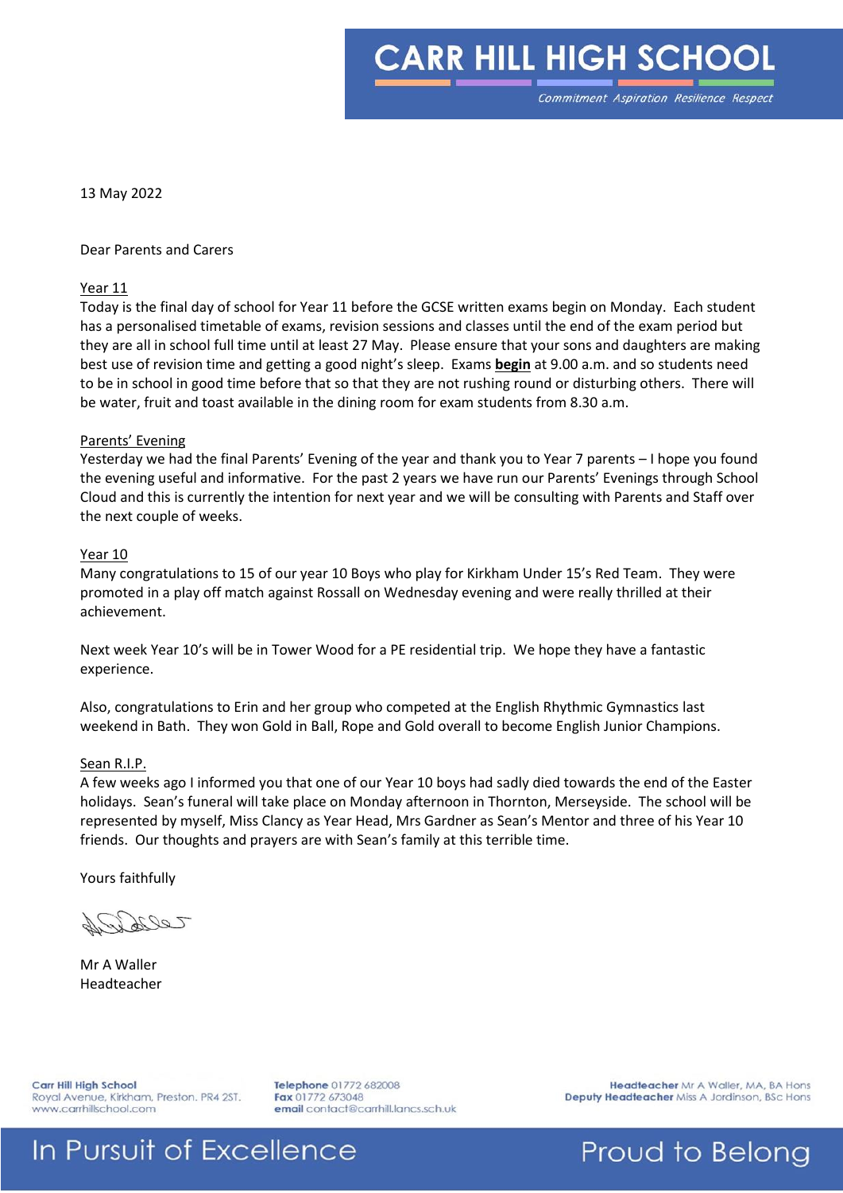# CARR HILL HIGH SCHOOL

*Commitment Aspiration Resilience Respect*

13 May 2022

Dear Parents and Carers

Year 11

Today is the final day of school for Year 11 before the GCSE written exams begin on Monday. Each student has a personalised timetable of exams, revision sessions and classes until the end of the exam period but they are all in school full time until at least 27 May. Please ensure that your sons and daughters are making best use of revision time and getting a good night's sleep. Exams **begin** at 9.00 a.m. and so students need to be in school in good time before that so that they are not rushing round or disturbing others. There will be water, fruit and toast available in the dining room for exam students from 8.30 a.m.

Parents' Evening

Yesterday we had the final Parents' Evening of the year and thank you to Year 7 parents – I hope you found the evening useful and informative. For the past 2 years we have run our Parents' Evenings through School Cloud and this is currently the intention for next year and we will be consulting with Parents and Staff over the next couple of weeks.

Year 10

Many congratulations to 15 of our year 10 Boys who play for Kirkham Under 15's Red Team. They were promoted in a play off match against Rossall on Wednesday evening and were really thrilled at their achievement.

Next week Year 10's will be in Tower Wood for a PE residential trip. We hope they have a fantastic experience.

Also, congratulations to Erin and her group who competed at the English Rhythmic Gymnastics last weekend in Bath. They won Gold in Ball, Rope and Gold overall to become English Junior Champions.

Sean R.I.P.

A few weeks ago I informed you that one of our Year 10 boys had sadly died towards the end of the Easter holidays. Sean's funeral will take place on Monday afternoon in Thornton, Merseyside. The school will be represented by myself, Miss Clancy as Year Head, Mrs Gardner as Sean's Mentor and three of his Year 10 friends. Our thoughts and prayers are with Sean's family at this terrible time.

Yours faithfully

Mr A Waller
Headteacher

Carr Hill High School
Royal Avenue, Kirkham, Preston. PR4 2ST.
www.carrhillschool.com

**Telephone** 01772 682008
**Fax** 01772 673048
**email** contact@carrhill.lancs.sch.uk

**Headteacher** Mr A Waller, MA, BA Hons
**Deputy Headteacher** Miss A Jordinson, BSc Hons

In Pursuit of Excellence — Proud to Belong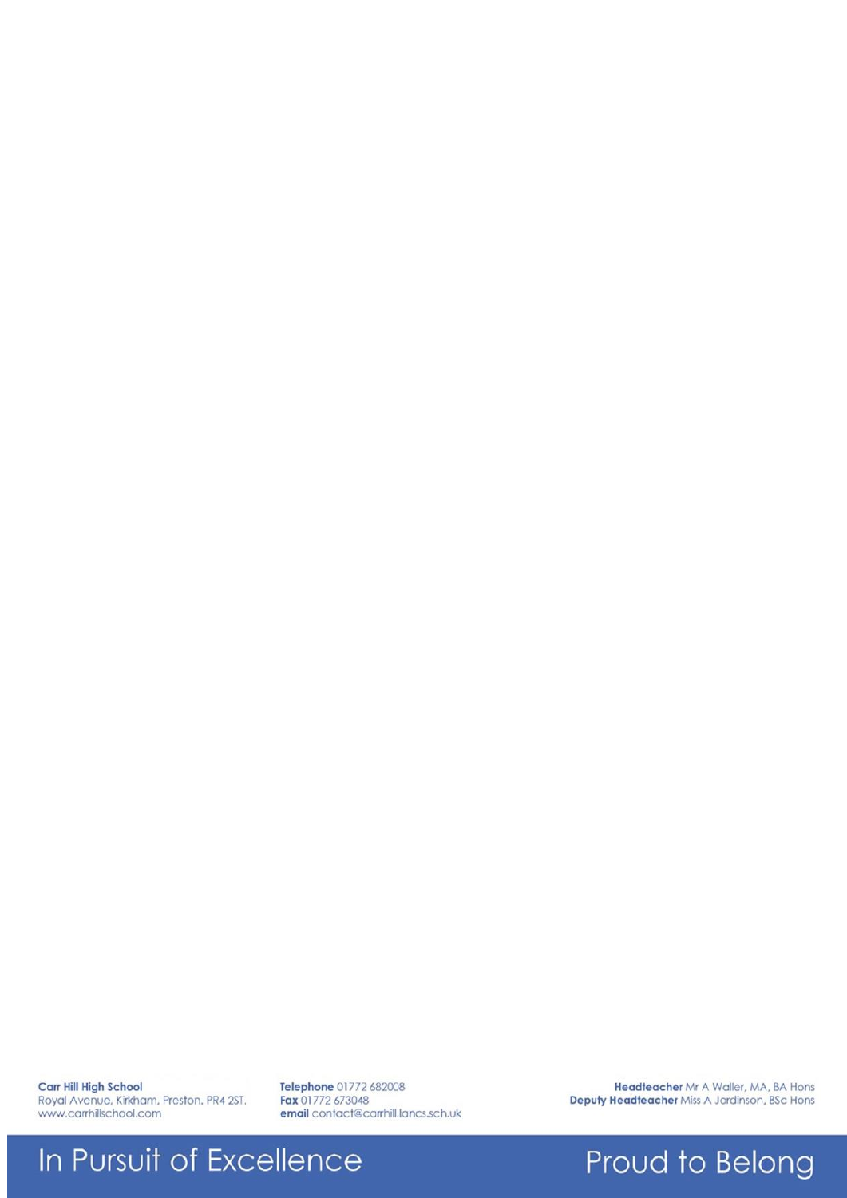**Carr Hill High School**
Royal Avenue, Kirkham, Preston. PR4 2ST.
www.carrhillschool.com

**Telephone** 01772 682008
**Fax** 01772 673048
**email** contact@carrhill.lancs.sch.uk

**Headteacher** Mr A Waller, MA, BA Hons
**Deputy Headteacher** Miss A Jordinson, BSc Hons

In Pursuit of Excellence

Proud to Belong